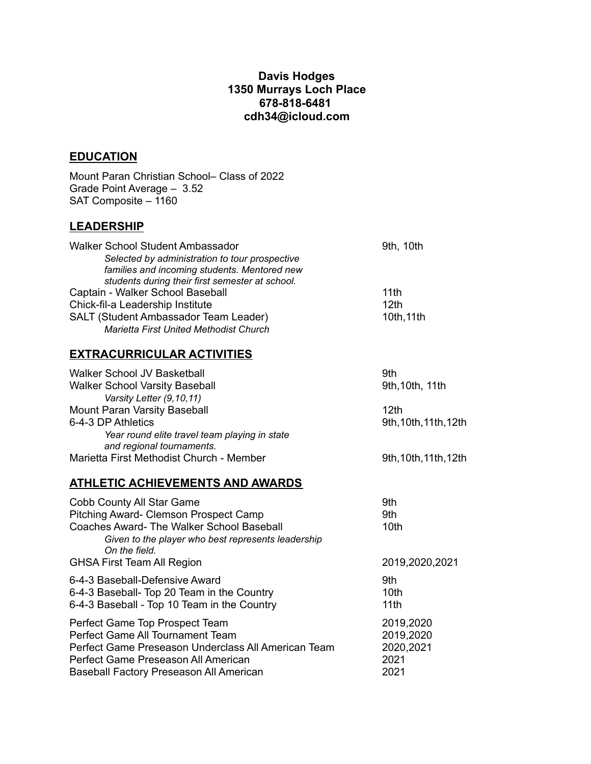**Davis Hodges**
**1350 Murrays Loch Place**
**678-818-6481**
**cdh34@icloud.com**

## EDUCATION

Mount Paran Christian School– Class of 2022
Grade Point Average – 3.52
SAT Composite – 1160

## LEADERSHIP

| | |
|---|---|
| Walker School Student Ambassador<br>*Selected by administration to tour prospective families and incoming students. Mentored new students during their first semester at school.* | 9th, 10th |
| Captain - Walker School Baseball | 11th |
| Chick-fil-a Leadership Institute | 12th |
| SALT (Student Ambassador Team Leader)<br>*Marietta First United Methodist Church* | 10th,11th |

## EXTRACURRICULAR ACTIVITIES

| | |
|---|---|
| Walker School JV Basketball | 9th |
| Walker School Varsity Baseball<br>*Varsity Letter (9,10,11)* | 9th,10th, 11th |
| Mount Paran Varsity Baseball | 12th |
| 6-4-3 DP Athletics<br>*Year round elite travel team playing in state and regional tournaments.* | 9th,10th,11th,12th |
| Marietta First Methodist Church - Member | 9th,10th,11th,12th |

## ATHLETIC ACHIEVEMENTS AND AWARDS

| | |
|---|---|
| Cobb County All Star Game | 9th |
| Pitching Award- Clemson Prospect Camp | 9th |
| Coaches Award- The Walker School Baseball<br>*Given to the player who best represents leadership On the field.* | 10th |
| GHSA First Team All Region | 2019,2020,2021 |
| 6-4-3 Baseball-Defensive Award | 9th |
| 6-4-3 Baseball- Top 20 Team in the Country | 10th |
| 6-4-3 Baseball - Top 10 Team in the Country | 11th |
| Perfect Game Top Prospect Team | 2019,2020 |
| Perfect Game All Tournament Team | 2019,2020 |
| Perfect Game Preseason Underclass All American Team | 2020,2021 |
| Perfect Game Preseason All American | 2021 |
| Baseball Factory Preseason All American | 2021 |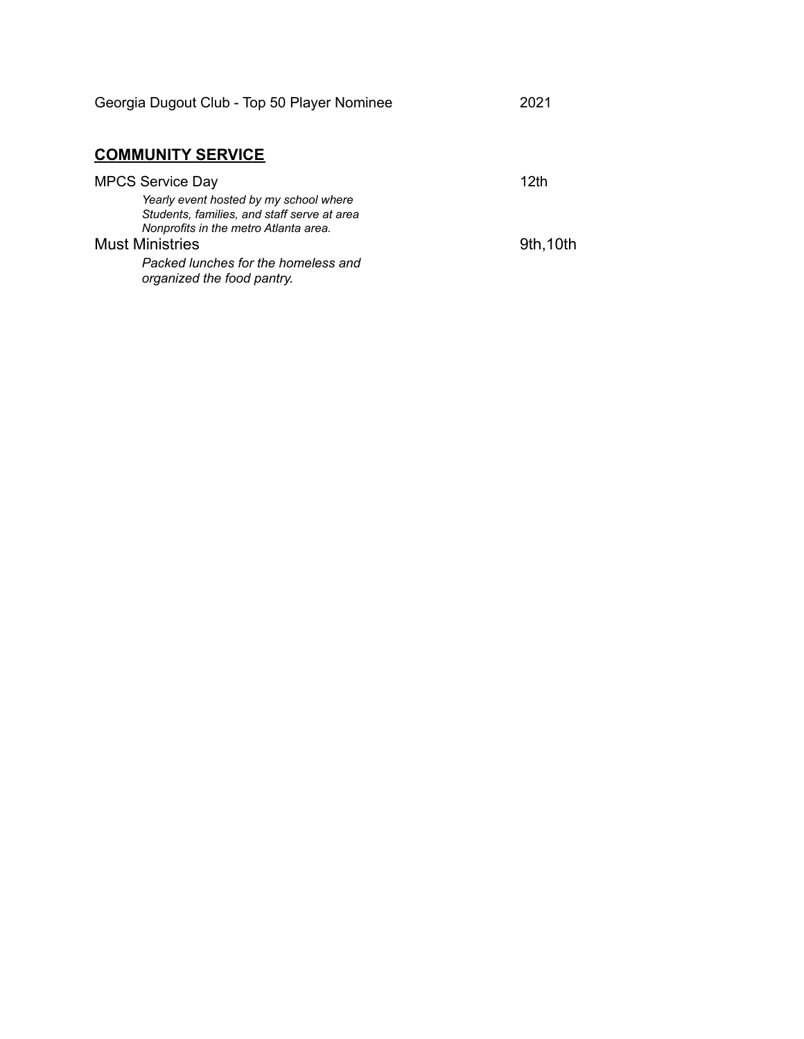Georgia Dugout Club - Top 50 Player Nominee 2021

## COMMUNITY SERVICE

MPCS Service Day 12th

*Yearly event hosted by my school where Students, families, and staff serve at area Nonprofits in the metro Atlanta area.*

Must Ministries 9th,10th

*Packed lunches for the homeless and organized the food pantry.*